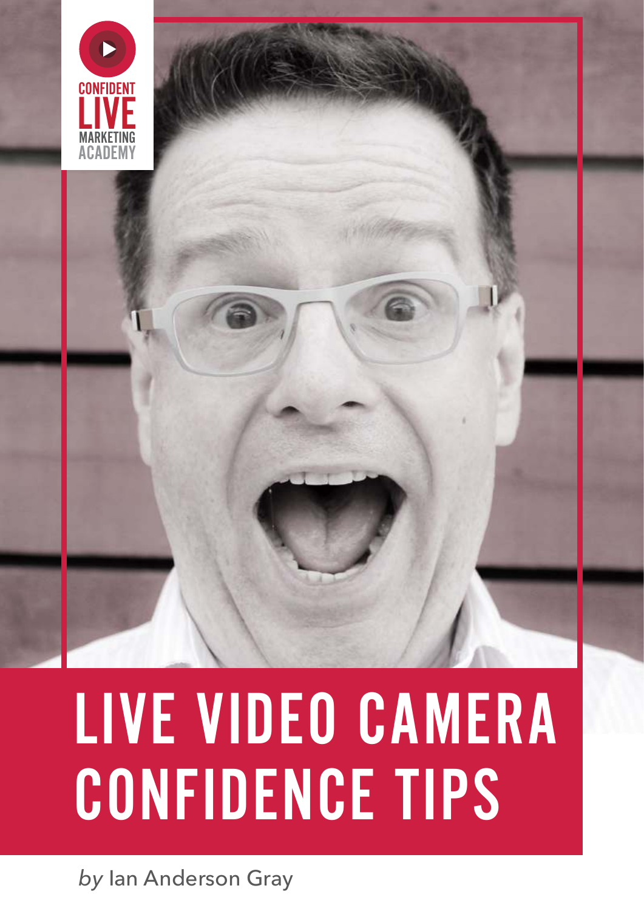CONFIDENT LIVE MARKETING ACADEMY

# LIVE VIDEO CAMERA CONFIDENCE TIPS

*by* Ian Anderson Gray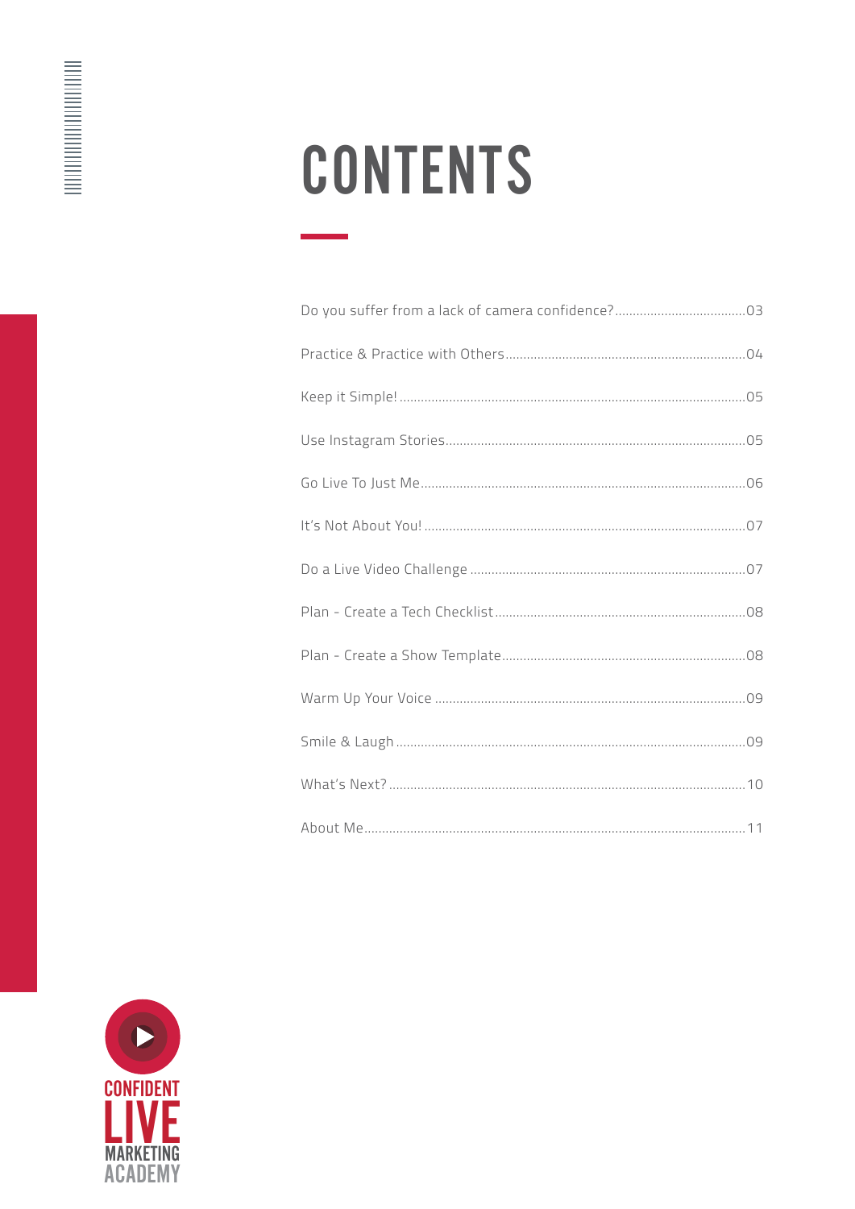# CONTENTS

Do you suffer from a lack of camera confidence? .....03

Practice & Practice with Others .....04

Keep it Simple! .....05

Use Instagram Stories .....05

Go Live To Just Me .....06

It's Not About You! .....07

Do a Live Video Challenge .....07

Plan - Create a Tech Checklist .....08

Plan - Create a Show Template .....08

Warm Up Your Voice .....09

Smile & Laugh .....09

What's Next? .....10

About Me .....11

CONFIDENT LIVE MARKETING ACADEMY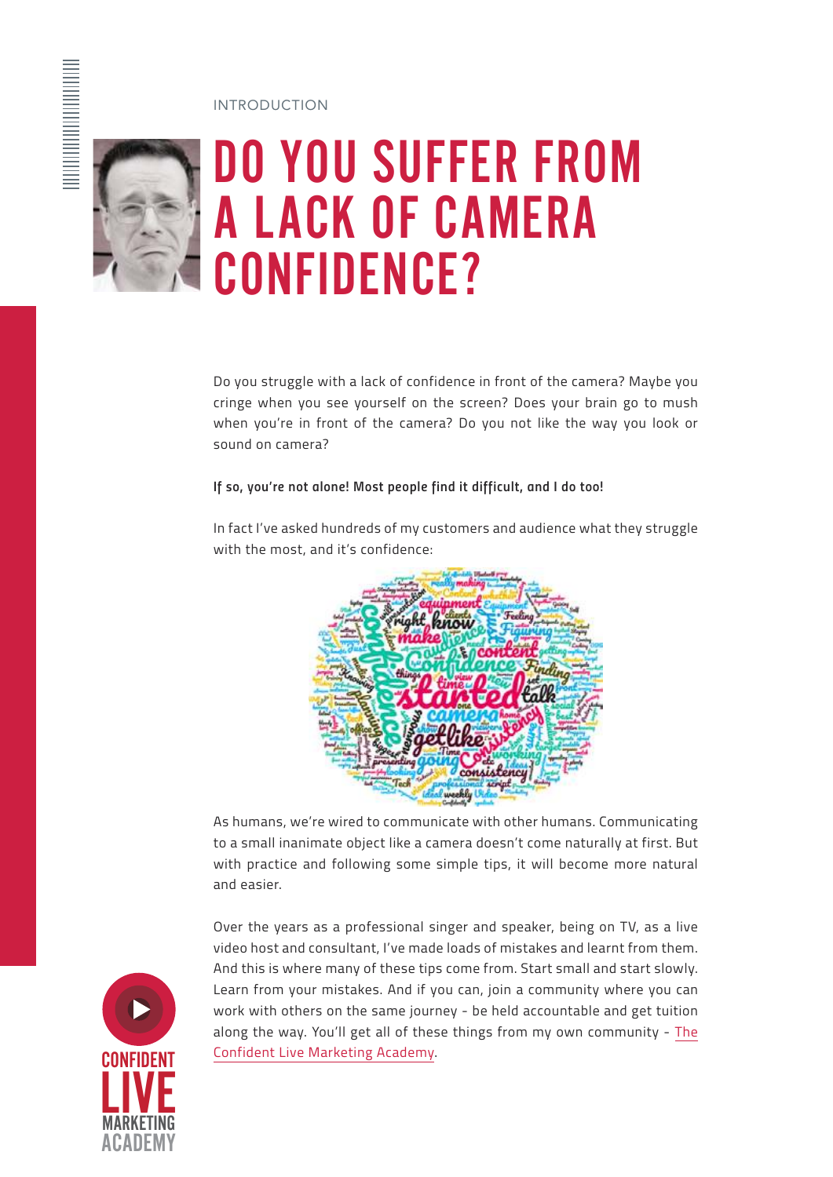INTRODUCTION

# DO YOU SUFFER FROM A LACK OF CAMERA CONFIDENCE?

Do you struggle with a lack of confidence in front of the camera? Maybe you cringe when you see yourself on the screen? Does your brain go to mush when you're in front of the camera? Do you not like the way you look or sound on camera?

**If so, you're not alone! Most people find it difficult, and I do too!**

In fact I've asked hundreds of my customers and audience what they struggle with the most, and it's confidence:

As humans, we're wired to communicate with other humans. Communicating to a small inanimate object like a camera doesn't come naturally at first. But with practice and following some simple tips, it will become more natural and easier.

Over the years as a professional singer and speaker, being on TV, as a live video host and consultant, I've made loads of mistakes and learnt from them. And this is where many of these tips come from. Start small and start slowly. Learn from your mistakes. And if you can, join a community where you can work with others on the same journey - be held accountable and get tuition along the way. You'll get all of these things from my own community - The Confident Live Marketing Academy.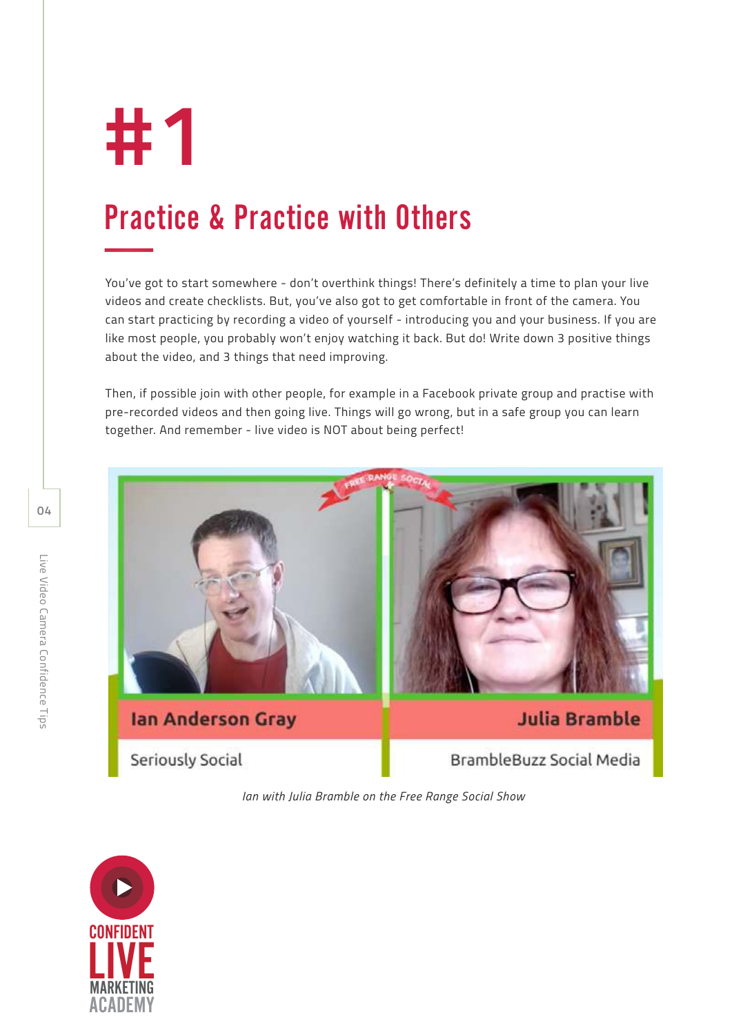# #1

## Practice & Practice with Others

You've got to start somewhere - don't overthink things! There's definitely a time to plan your live videos and create checklists. But, you've also got to get comfortable in front of the camera. You can start practicing by recording a video of yourself - introducing you and your business. If you are like most people, you probably won't enjoy watching it back. But do! Write down 3 positive things about the video, and 3 things that need improving.

Then, if possible join with other people, for example in a Facebook private group and practise with pre-recorded videos and then going live. Things will go wrong, but in a safe group you can learn together. And remember - live video is NOT about being perfect!

*Ian with Julia Bramble on the Free Range Social Show*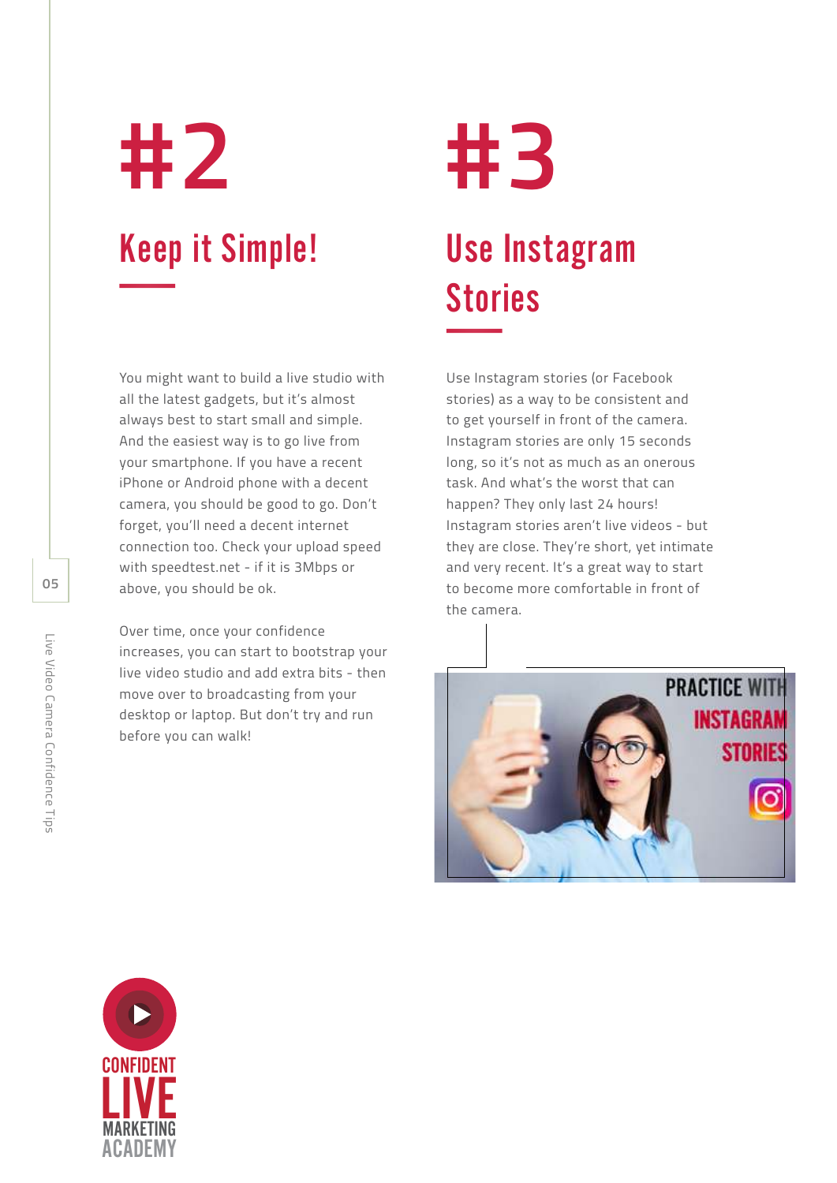# #2

## Keep it Simple!

You might want to build a live studio with all the latest gadgets, but it's almost always best to start small and simple. And the easiest way is to go live from your smartphone. If you have a recent iPhone or Android phone with a decent camera, you should be good to go. Don't forget, you'll need a decent internet connection too. Check your upload speed with speedtest.net - if it is 3Mbps or above, you should be ok.

Over time, once your confidence increases, you can start to bootstrap your live video studio and add extra bits - then move over to broadcasting from your desktop or laptop. But don't try and run before you can walk!

# #3

## Use Instagram Stories

Use Instagram stories (or Facebook stories) as a way to be consistent and to get yourself in front of the camera. Instagram stories are only 15 seconds long, so it's not as much as an onerous task. And what's the worst that can happen? They only last 24 hours! Instagram stories aren't live videos - but they are close. They're short, yet intimate and very recent. It's a great way to start to become more comfortable in front of the camera.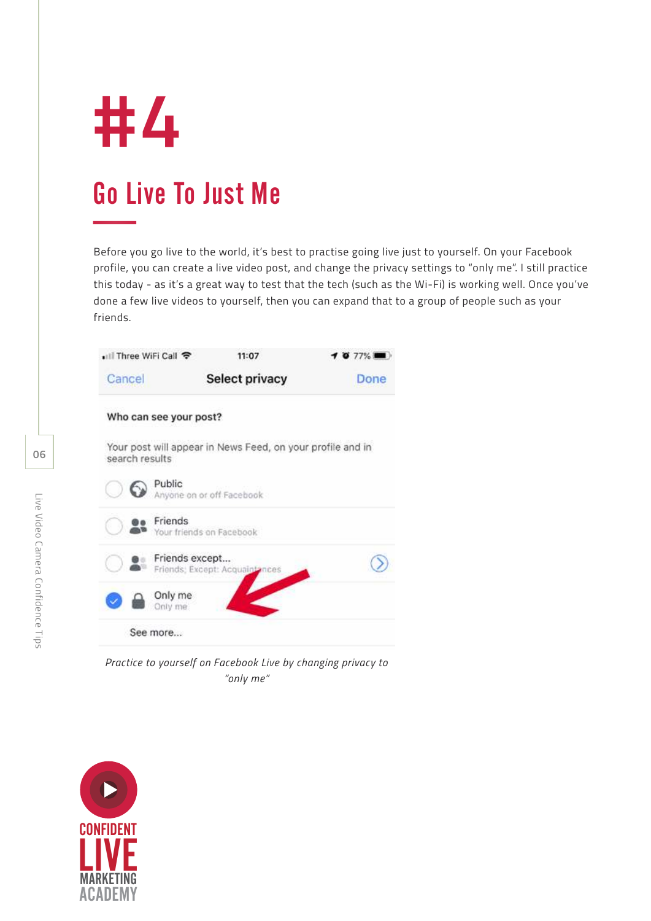# #4

## Go Live To Just Me

Before you go live to the world, it's best to practise going live just to yourself. On your Facebook profile, you can create a live video post, and change the privacy settings to "only me". I still practice this today - as it's a great way to test that the tech (such as the Wi-Fi) is working well. Once you've done a few live videos to yourself, then you can expand that to a group of people such as your friends.

*Practice to yourself on Facebook Live by changing privacy to "only me"*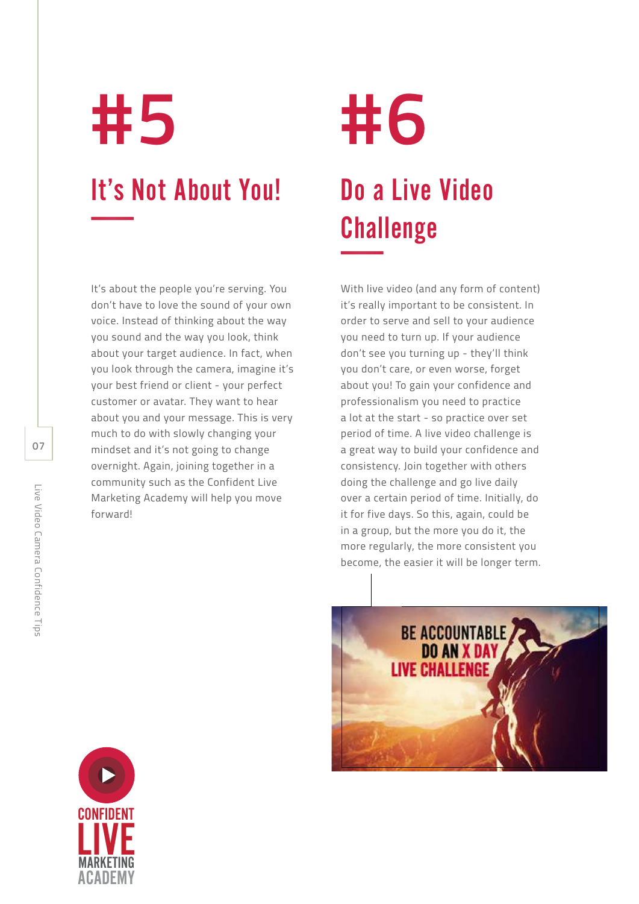# #5

## It's Not About You!

It's about the people you're serving. You don't have to love the sound of your own voice. Instead of thinking about the way you sound and the way you look, think about your target audience. In fact, when you look through the camera, imagine it's your best friend or client - your perfect customer or avatar. They want to hear about you and your message. This is very much to do with slowly changing your mindset and it's not going to change overnight. Again, joining together in a community such as the Confident Live Marketing Academy will help you move forward!

# #6

## Do a Live Video Challenge

With live video (and any form of content) it's really important to be consistent. In order to serve and sell to your audience you need to turn up. If your audience don't see you turning up - they'll think you don't care, or even worse, forget about you! To gain your confidence and professionalism you need to practice a lot at the start - so practice over set period of time. A live video challenge is a great way to build your confidence and consistency. Join together with others doing the challenge and go live daily over a certain period of time. Initially, do it for five days. So this, again, could be in a group, but the more you do it, the more regularly, the more consistent you become, the easier it will be longer term.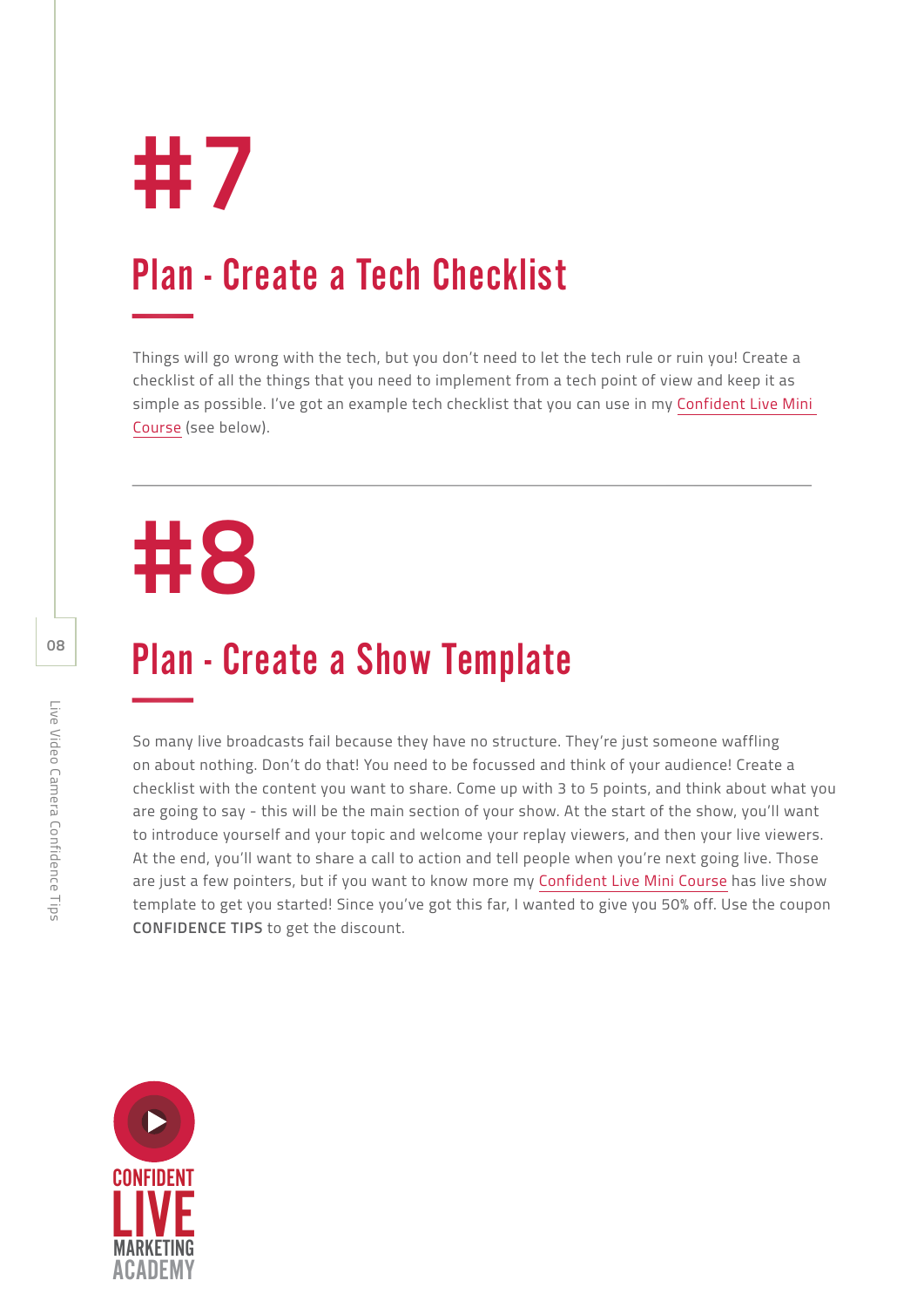# #7

## Plan - Create a Tech Checklist

Things will go wrong with the tech, but you don't need to let the tech rule or ruin you! Create a checklist of all the things that you need to implement from a tech point of view and keep it as simple as possible. I've got an example tech checklist that you can use in my Confident Live Mini Course (see below).

---

# #8

## Plan - Create a Show Template

So many live broadcasts fail because they have no structure. They're just someone waffling on about nothing. Don't do that! You need to be focussed and think of your audience! Create a checklist with the content you want to share. Come up with 3 to 5 points, and think about what you are going to say - this will be the main section of your show. At the start of the show, you'll want to introduce yourself and your topic and welcome your replay viewers, and then your live viewers. At the end, you'll want to share a call to action and tell people when you're next going live. Those are just a few pointers, but if you want to know more my Confident Live Mini Course has live show template to get you started! Since you've got this far, I wanted to give you 50% off. Use the coupon **CONFIDENCE TIPS** to get the discount.

CONFIDENT LIVE MARKETING ACADEMY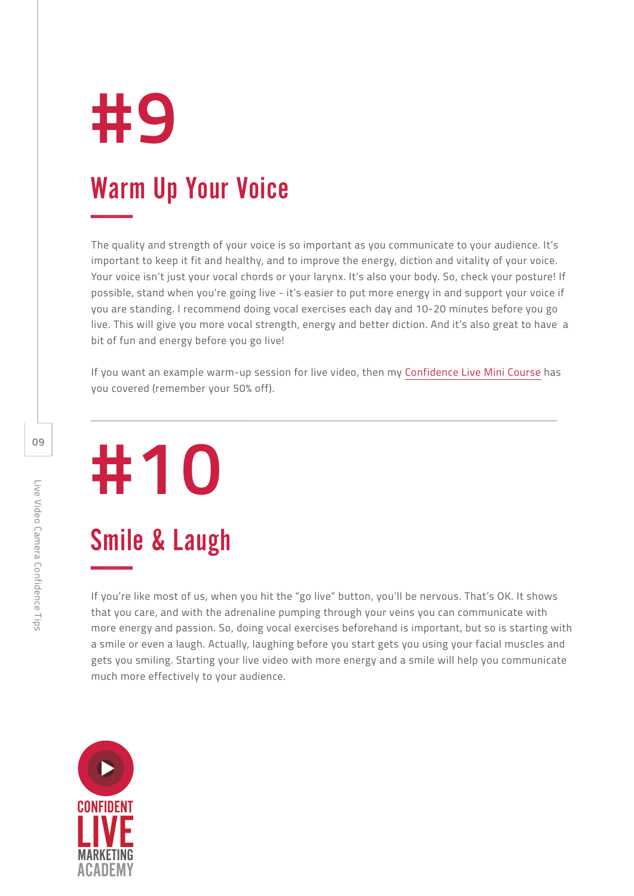# #9

## Warm Up Your Voice

The quality and strength of your voice is so important as you communicate to your audience. It's important to keep it fit and healthy, and to improve the energy, diction and vitality of your voice. Your voice isn't just your vocal chords or your larynx. It's also your body. So, check your posture! If possible, stand when you're going live - it's easier to put more energy in and support your voice if you are standing. I recommend doing vocal exercises each day and 10-20 minutes before you go live. This will give you more vocal strength, energy and better diction. And it's also great to have a bit of fun and energy before you go live!

If you want an example warm-up session for live video, then my Confidence Live Mini Course has you covered (remember your 50% off).

---

# #10

## Smile & Laugh

If you're like most of us, when you hit the "go live" button, you'll be nervous. That's OK. It shows that you care, and with the adrenaline pumping through your veins you can communicate with more energy and passion. So, doing vocal exercises beforehand is important, but so is starting with a smile or even a laugh. Actually, laughing before you start gets you using your facial muscles and gets you smiling. Starting your live video with more energy and a smile will help you communicate much more effectively to your audience.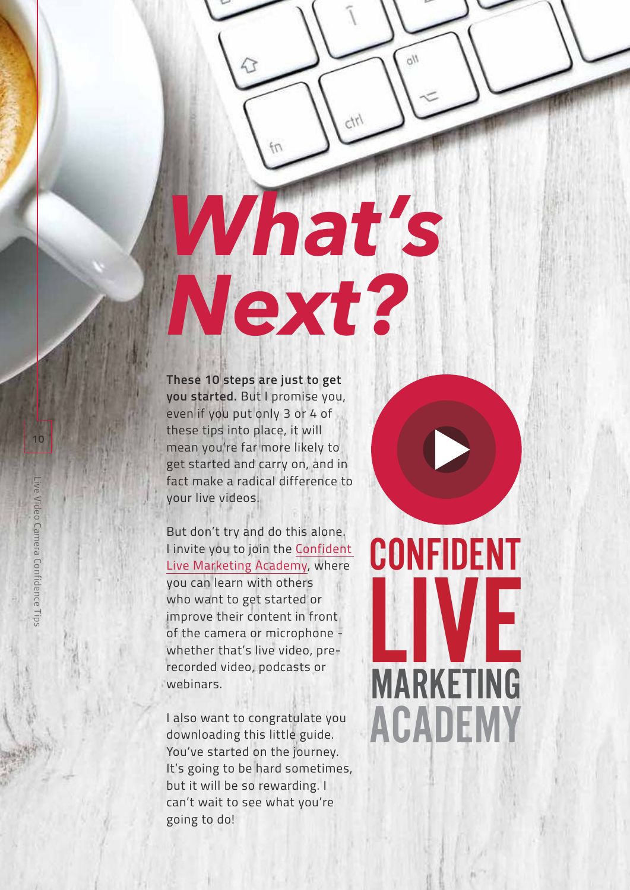# *What's Next?*

**These 10 steps are just to get you started.** But I promise you, even if you put only 3 or 4 of these tips into place, it will mean you're far more likely to get started and carry on, and in fact make a radical difference to your live videos.

But don't try and do this alone. I invite you to join the Confident Live Marketing Academy, where you can learn with others who want to get started or improve their content in front of the camera or microphone - whether that's live video, pre-recorded video, podcasts or webinars.

I also want to congratulate you downloading this little guide. You've started on the journey. It's going to be hard sometimes, but it will be so rewarding. I can't wait to see what you're going to do!

CONFIDENT LIVE MARKETING ACADEMY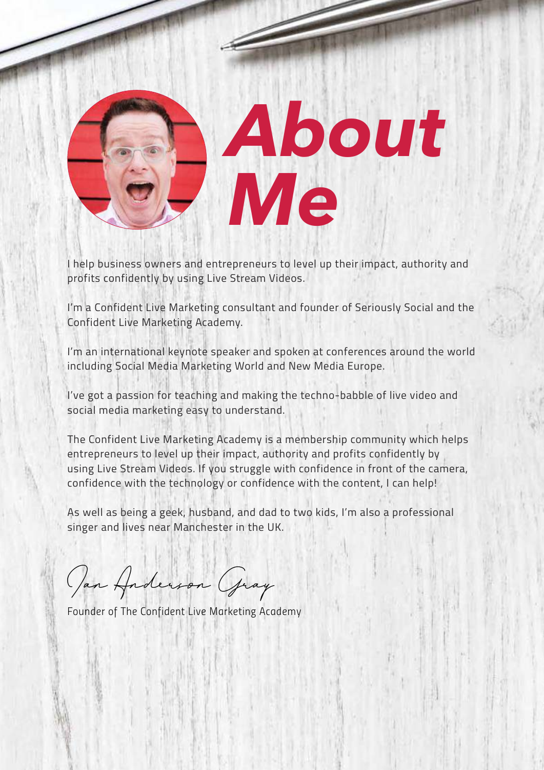# *About Me*

I help business owners and entrepreneurs to level up their impact, authority and profits confidently by using Live Stream Videos.

I'm a Confident Live Marketing consultant and founder of Seriously Social and the Confident Live Marketing Academy.

I'm an international keynote speaker and spoken at conferences around the world including Social Media Marketing World and New Media Europe.

I've got a passion for teaching and making the techno-babble of live video and social media marketing easy to understand.

The Confident Live Marketing Academy is a membership community which helps entrepreneurs to level up their impact, authority and profits confidently by using Live Stream Videos. If you struggle with confidence in front of the camera, confidence with the technology or confidence with the content, I can help!

As well as being a geek, husband, and dad to two kids, I'm also a professional singer and lives near Manchester in the UK.

*Ian Anderson Gray*

Founder of The Confident Live Marketing Academy